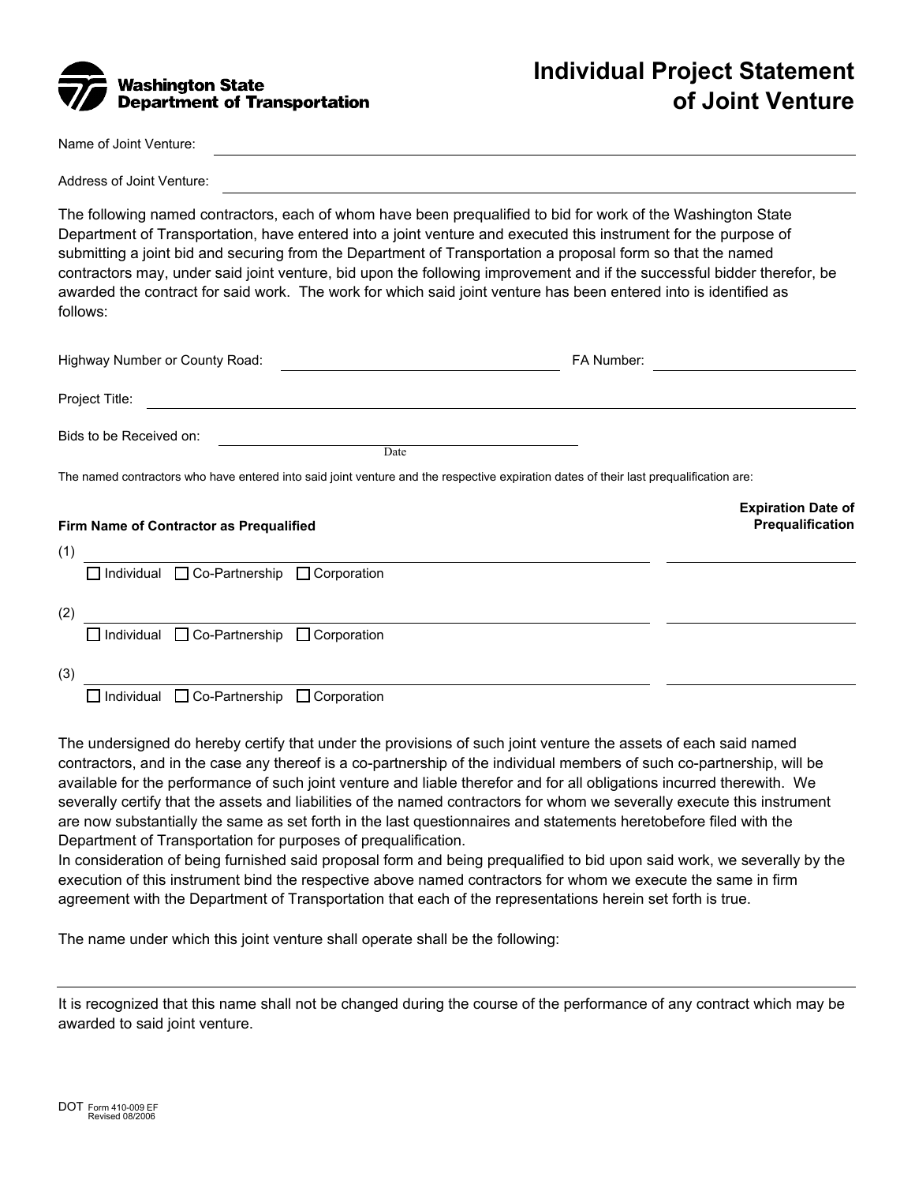Washington State Department of Transportation

# Individual Project Statement of Joint Venture

Name of Joint Venture: ______________________________

Address of Joint Venture: ______________________________

The following named contractors, each of whom have been prequalified to bid for work of the Washington State Department of Transportation, have entered into a joint venture and executed this instrument for the purpose of submitting a joint bid and securing from the Department of Transportation a proposal form so that the named contractors may, under said joint venture, bid upon the following improvement and if the successful bidder therefor, be awarded the contract for said work. The work for which said joint venture has been entered into is identified as follows:

Highway Number or County Road: ______________________ FA Number: ______________

Project Title: ______________________________

Bids to be Received on: ______________________
Date

The named contractors who have entered into said joint venture and the respective expiration dates of their last prequalification are:

| Firm Name of Contractor as Prequalified | Expiration Date of Prequalification |
|---|---|
| (1) ______________________ <br> ☐ Individual ☐ Co-Partnership ☐ Corporation | ______________ |
| (2) ______________________ <br> ☐ Individual ☐ Co-Partnership ☐ Corporation | ______________ |
| (3) ______________________ <br> ☐ Individual ☐ Co-Partnership ☐ Corporation | ______________ |

The undersigned do hereby certify that under the provisions of such joint venture the assets of each said named contractors, and in the case any thereof is a co-partnership of the individual members of such co-partnership, will be available for the performance of such joint venture and liable therefor and for all obligations incurred therewith. We severally certify that the assets and liabilities of the named contractors for whom we severally execute this instrument are now substantially the same as set forth in the last questionnaires and statements heretobefore filed with the Department of Transportation for purposes of prequalification.

In consideration of being furnished said proposal form and being prequalified to bid upon said work, we severally by the execution of this instrument bind the respective above named contractors for whom we execute the same in firm agreement with the Department of Transportation that each of the representations herein set forth is true.

The name under which this joint venture shall operate shall be the following:

______________________________

It is recognized that this name shall not be changed during the course of the performance of any contract which may be awarded to said joint venture.

DOT Form 410-009 EF
Revised 08/2006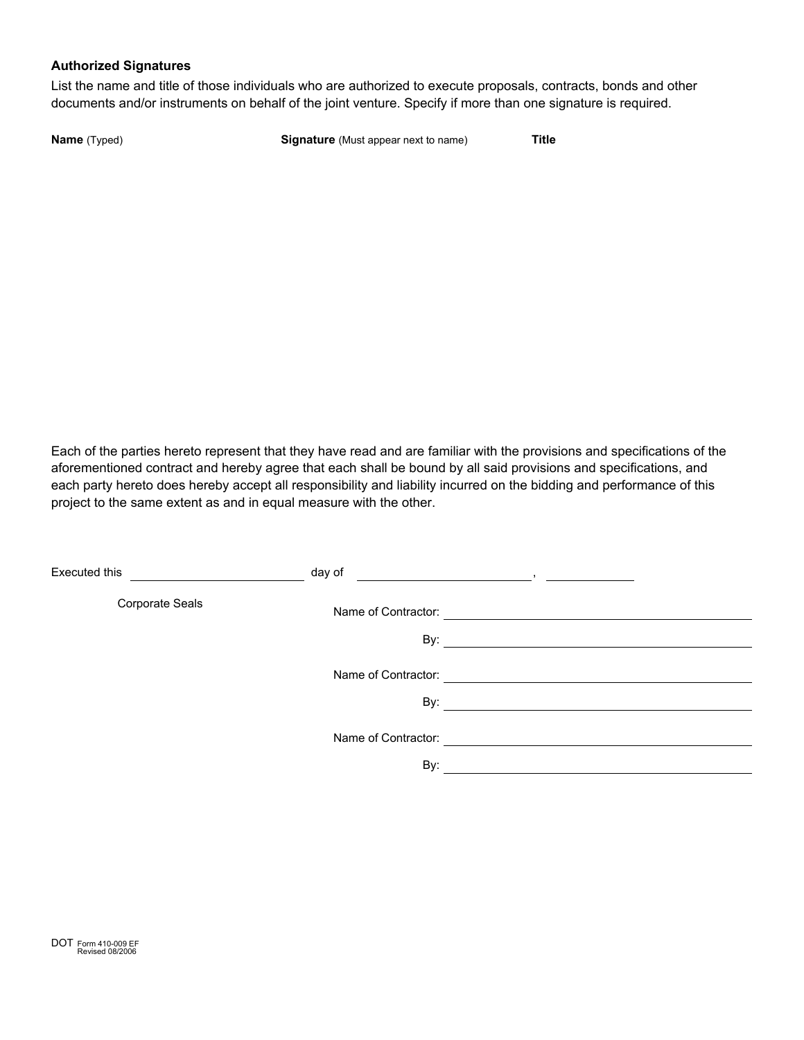### Authorized Signatures

List the name and title of those individuals who are authorized to execute proposals, contracts, bonds and other documents and/or instruments on behalf of the joint venture. Specify if more than one signature is required.

| **Name** (Typed) | **Signature** (Must appear next to name) | **Title** |
|---|---|---|
| | | |

Each of the parties hereto represent that they have read and are familiar with the provisions and specifications of the aforementioned contract and hereby agree that each shall be bound by all said provisions and specifications, and each party hereto does hereby accept all responsibility and liability incurred on the bidding and performance of this project to the same extent as and in equal measure with the other.

Executed this ____________________ day of ____________________, __________

Corporate Seals

Name of Contractor: ________________________________

By: ________________________________

Name of Contractor: ________________________________

By: ________________________________

Name of Contractor: ________________________________

By: ________________________________

DOT Form 410-009 EF
Revised 08/2006